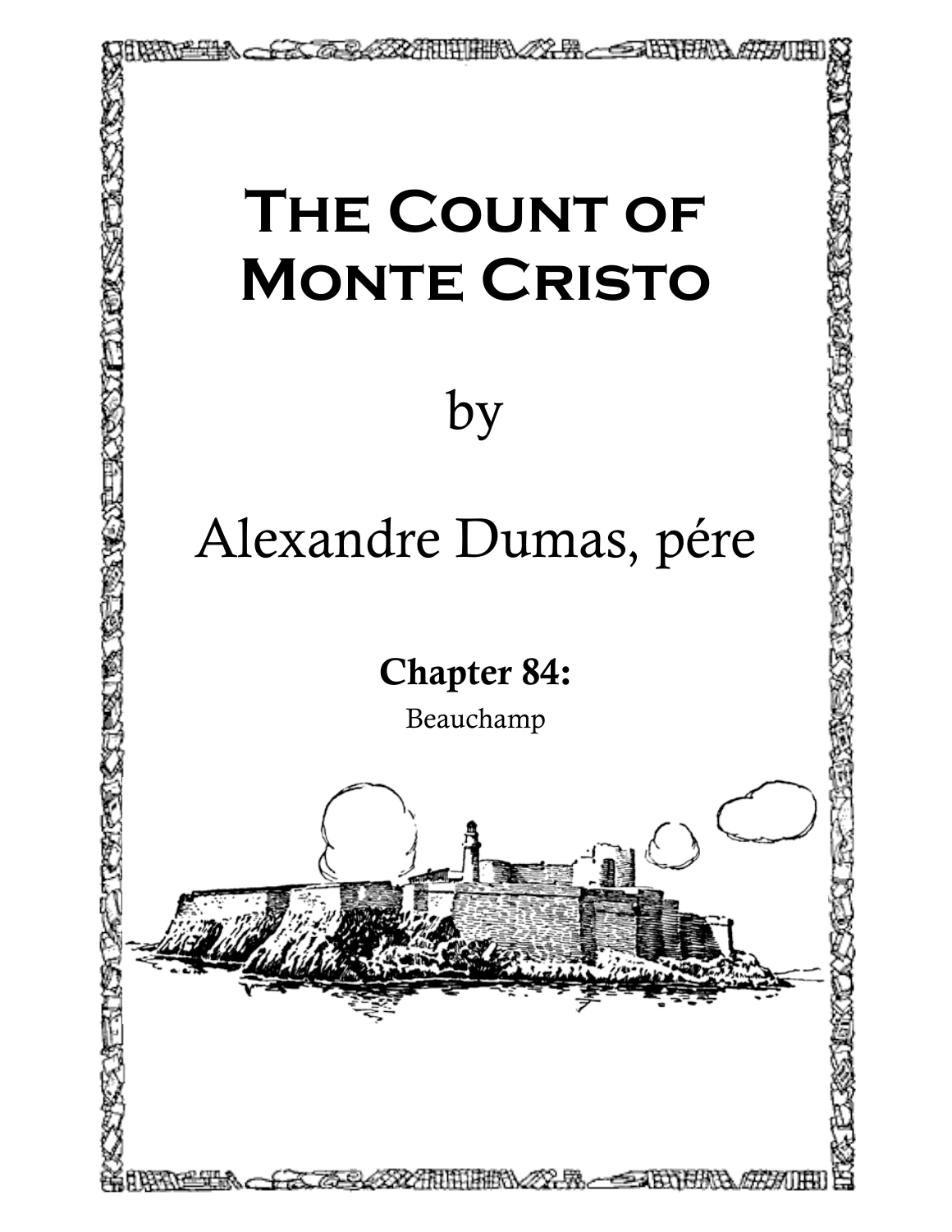# The Count of Monte Cristo

by

Alexandre Dumas, pére

## Chapter 84:

Beauchamp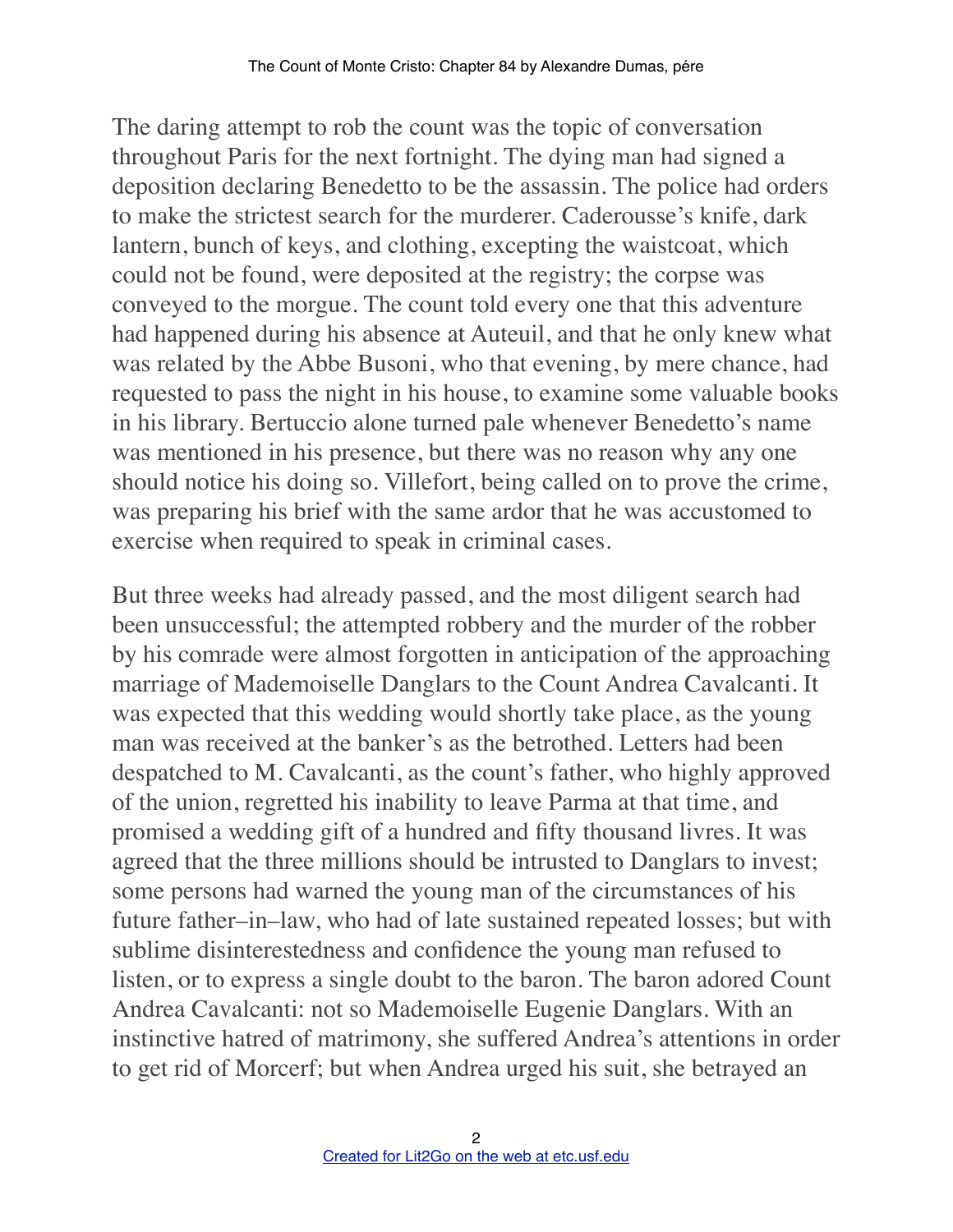The daring attempt to rob the count was the topic of conversation throughout Paris for the next fortnight. The dying man had signed a deposition declaring Benedetto to be the assassin. The police had orders to make the strictest search for the murderer. Caderousse's knife, dark lantern, bunch of keys, and clothing, excepting the waistcoat, which could not be found, were deposited at the registry; the corpse was conveyed to the morgue. The count told every one that this adventure had happened during his absence at Auteuil, and that he only knew what was related by the Abbe Busoni, who that evening, by mere chance, had requested to pass the night in his house, to examine some valuable books in his library. Bertuccio alone turned pale whenever Benedetto's name was mentioned in his presence, but there was no reason why any one should notice his doing so. Villefort, being called on to prove the crime, was preparing his brief with the same ardor that he was accustomed to exercise when required to speak in criminal cases.

But three weeks had already passed, and the most diligent search had been unsuccessful; the attempted robbery and the murder of the robber by his comrade were almost forgotten in anticipation of the approaching marriage of Mademoiselle Danglars to the Count Andrea Cavalcanti. It was expected that this wedding would shortly take place, as the young man was received at the banker's as the betrothed. Letters had been despatched to M. Cavalcanti, as the count's father, who highly approved of the union, regretted his inability to leave Parma at that time, and promised a wedding gift of a hundred and fifty thousand livres. It was agreed that the three millions should be intrusted to Danglars to invest; some persons had warned the young man of the circumstances of his future father–in–law, who had of late sustained repeated losses; but with sublime disinterestedness and confidence the young man refused to listen, or to express a single doubt to the baron. The baron adored Count Andrea Cavalcanti: not so Mademoiselle Eugenie Danglars. With an instinctive hatred of matrimony, she suffered Andrea's attentions in order to get rid of Morcerf; but when Andrea urged his suit, she betrayed an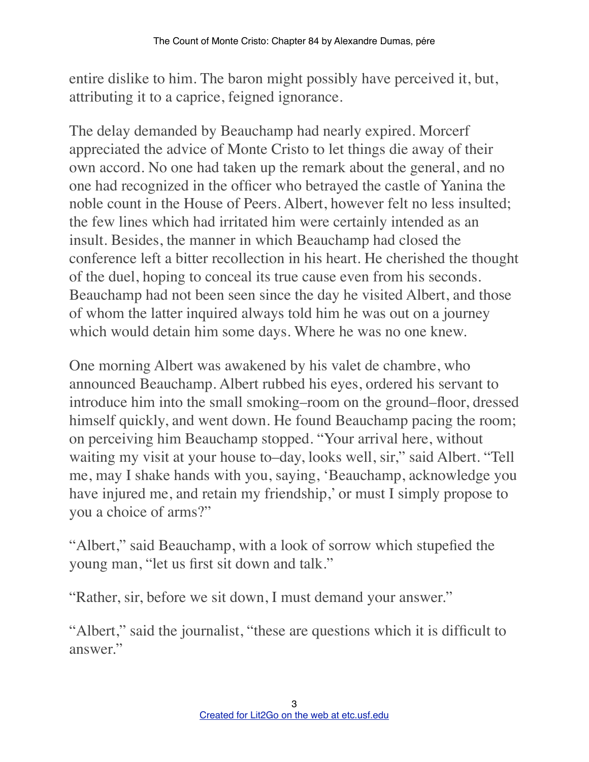entire dislike to him. The baron might possibly have perceived it, but, attributing it to a caprice, feigned ignorance.

The delay demanded by Beauchamp had nearly expired. Morcerf appreciated the advice of Monte Cristo to let things die away of their own accord. No one had taken up the remark about the general, and no one had recognized in the officer who betrayed the castle of Yanina the noble count in the House of Peers. Albert, however felt no less insulted; the few lines which had irritated him were certainly intended as an insult. Besides, the manner in which Beauchamp had closed the conference left a bitter recollection in his heart. He cherished the thought of the duel, hoping to conceal its true cause even from his seconds. Beauchamp had not been seen since the day he visited Albert, and those of whom the latter inquired always told him he was out on a journey which would detain him some days. Where he was no one knew.

One morning Albert was awakened by his valet de chambre, who announced Beauchamp. Albert rubbed his eyes, ordered his servant to introduce him into the small smoking–room on the ground–floor, dressed himself quickly, and went down. He found Beauchamp pacing the room; on perceiving him Beauchamp stopped. "Your arrival here, without waiting my visit at your house to–day, looks well, sir," said Albert. "Tell me, may I shake hands with you, saying, 'Beauchamp, acknowledge you have injured me, and retain my friendship,' or must I simply propose to you a choice of arms?"

"Albert," said Beauchamp, with a look of sorrow which stupefied the young man, "let us first sit down and talk."

"Rather, sir, before we sit down, I must demand your answer."

"Albert," said the journalist, "these are questions which it is difficult to answer."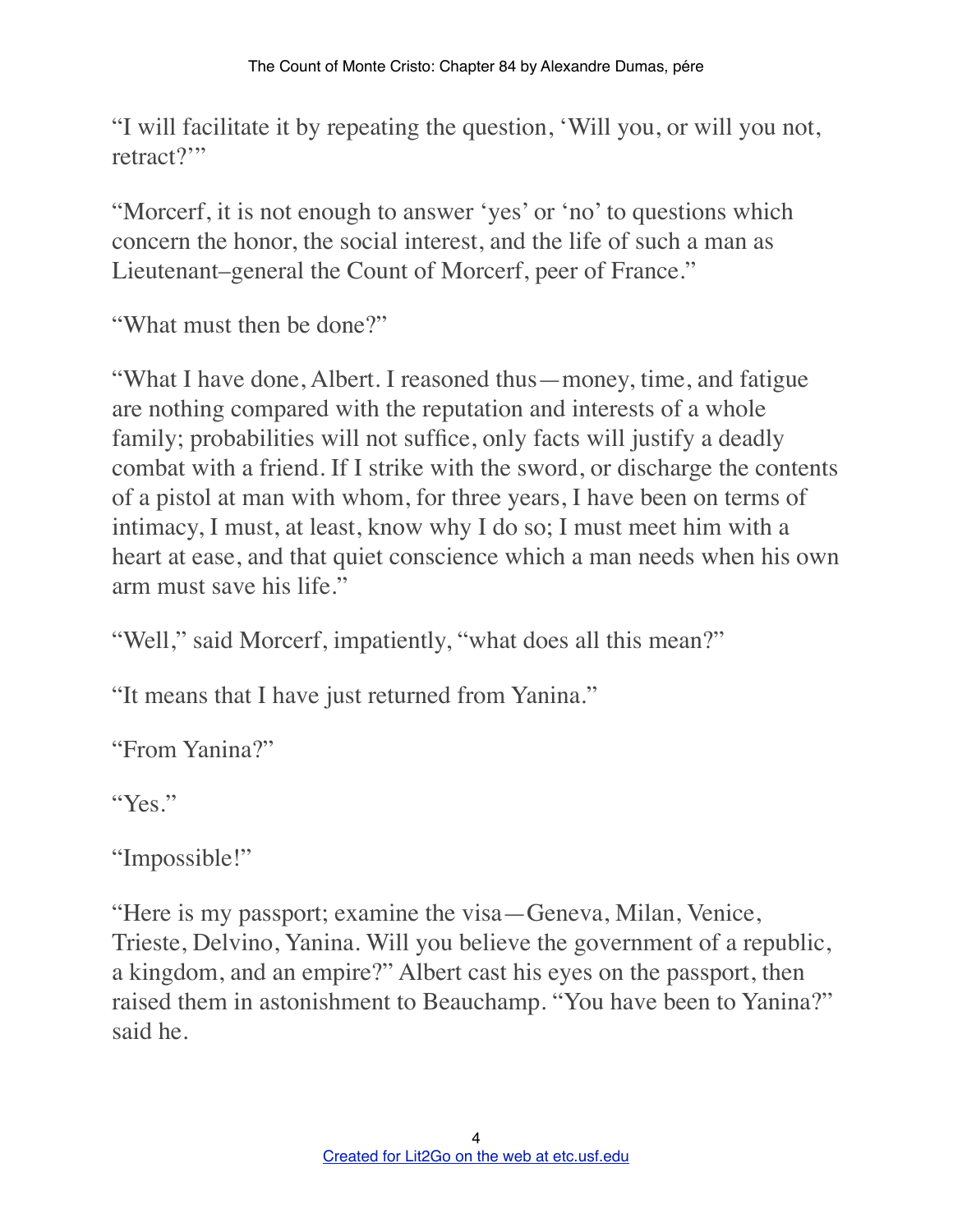"I will facilitate it by repeating the question, 'Will you, or will you not, retract?'"

"Morcerf, it is not enough to answer 'yes' or 'no' to questions which concern the honor, the social interest, and the life of such a man as Lieutenant–general the Count of Morcerf, peer of France."

"What must then be done?"

"What I have done, Albert. I reasoned thus—money, time, and fatigue are nothing compared with the reputation and interests of a whole family; probabilities will not suffice, only facts will justify a deadly combat with a friend. If I strike with the sword, or discharge the contents of a pistol at man with whom, for three years, I have been on terms of intimacy, I must, at least, know why I do so; I must meet him with a heart at ease, and that quiet conscience which a man needs when his own arm must save his life."

"Well," said Morcerf, impatiently, "what does all this mean?"

"It means that I have just returned from Yanina."

"From Yanina?"

"Yes."

"Impossible!"

"Here is my passport; examine the visa—Geneva, Milan, Venice, Trieste, Delvino, Yanina. Will you believe the government of a republic, a kingdom, and an empire?" Albert cast his eyes on the passport, then raised them in astonishment to Beauchamp. "You have been to Yanina?" said he.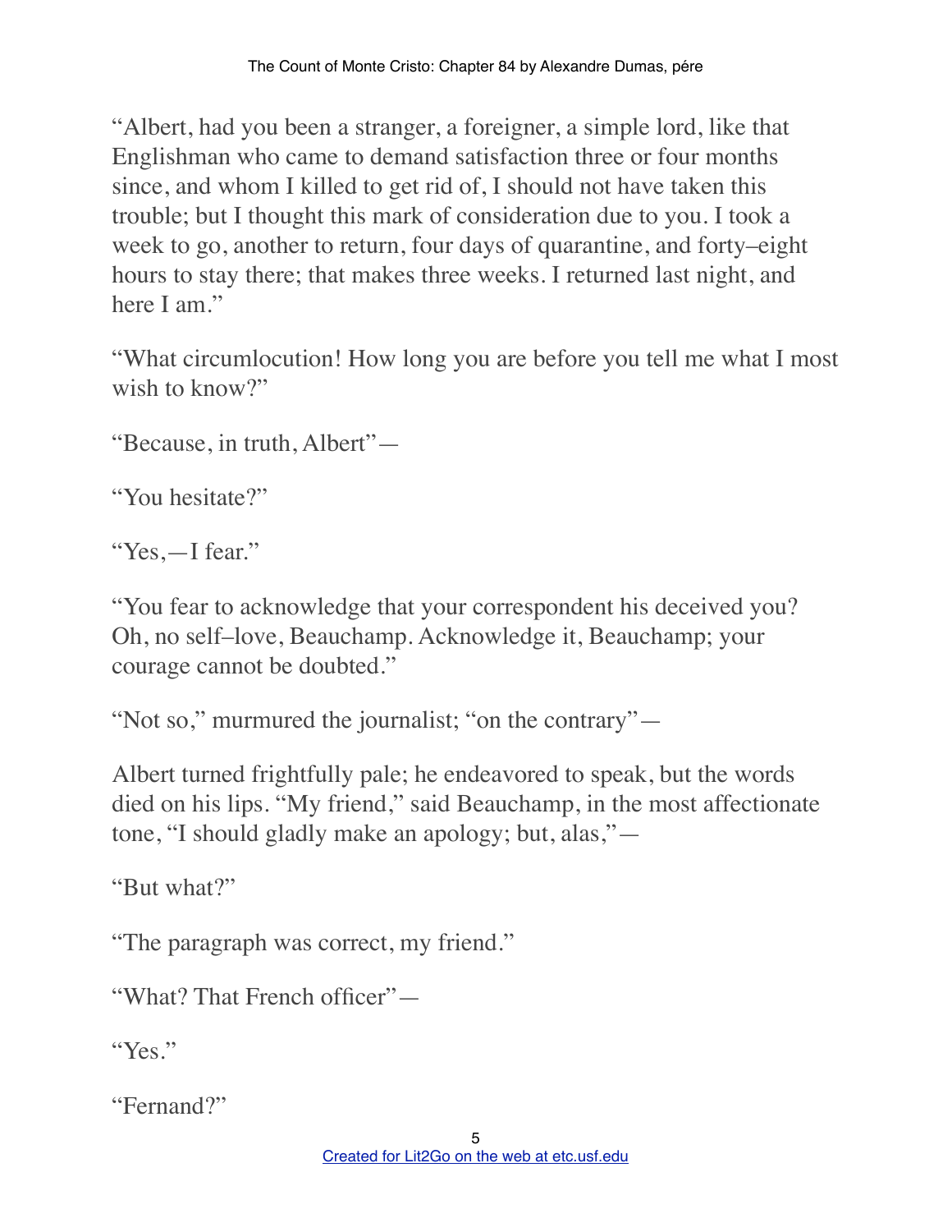"Albert, had you been a stranger, a foreigner, a simple lord, like that Englishman who came to demand satisfaction three or four months since, and whom I killed to get rid of, I should not have taken this trouble; but I thought this mark of consideration due to you. I took a week to go, another to return, four days of quarantine, and forty–eight hours to stay there; that makes three weeks. I returned last night, and here I am."

"What circumlocution! How long you are before you tell me what I most wish to know?"

"Because, in truth, Albert"—

"You hesitate?"

"Yes,—I fear."

"You fear to acknowledge that your correspondent his deceived you? Oh, no self–love, Beauchamp. Acknowledge it, Beauchamp; your courage cannot be doubted."

"Not so," murmured the journalist; "on the contrary"—

Albert turned frightfully pale; he endeavored to speak, but the words died on his lips. "My friend," said Beauchamp, in the most affectionate tone, "I should gladly make an apology; but, alas,"—

"But what?"

"The paragraph was correct, my friend."

"What? That French officer"—

"Yes."

"Fernand?"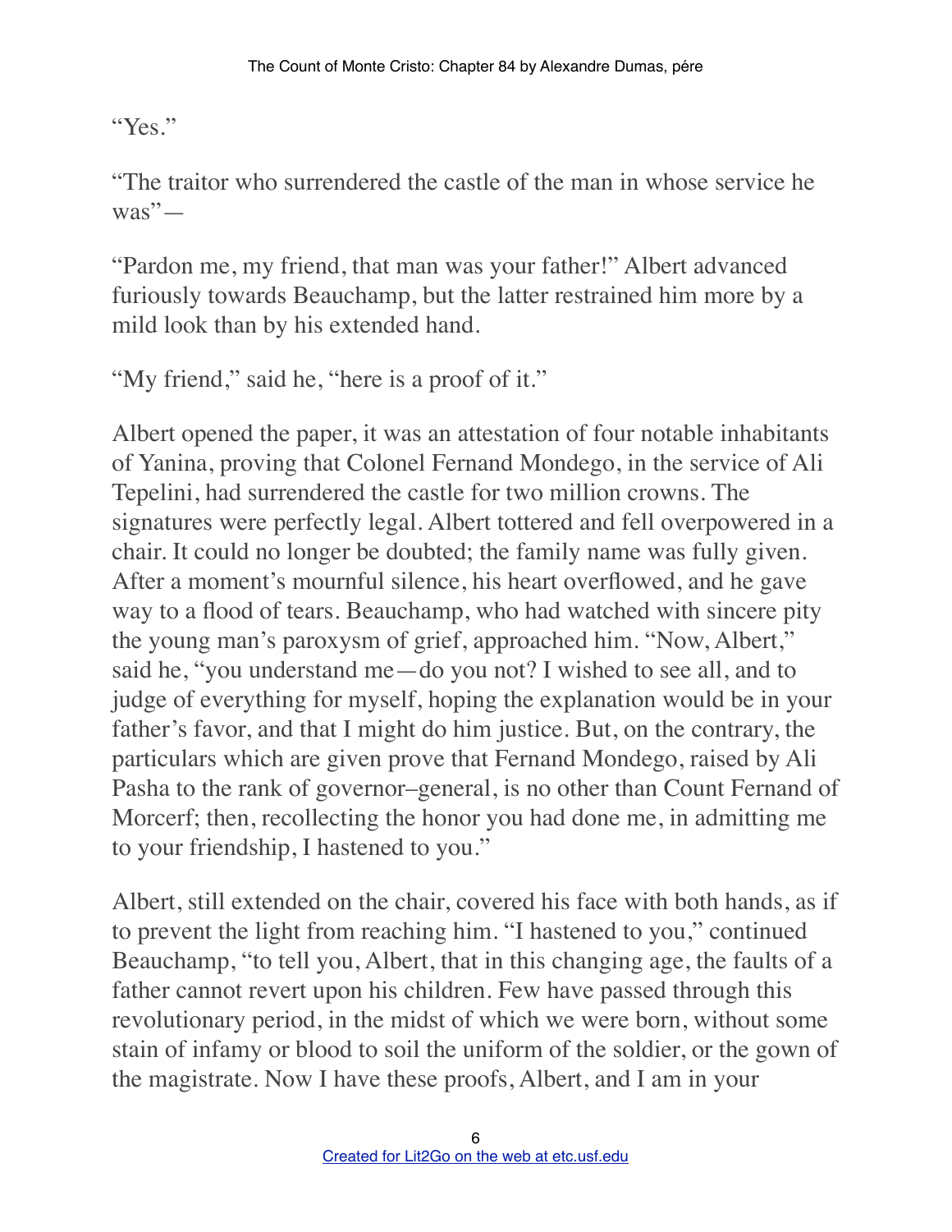"Yes."

"The traitor who surrendered the castle of the man in whose service he was"—

"Pardon me, my friend, that man was your father!" Albert advanced furiously towards Beauchamp, but the latter restrained him more by a mild look than by his extended hand.

"My friend," said he, "here is a proof of it."

Albert opened the paper, it was an attestation of four notable inhabitants of Yanina, proving that Colonel Fernand Mondego, in the service of Ali Tepelini, had surrendered the castle for two million crowns. The signatures were perfectly legal. Albert tottered and fell overpowered in a chair. It could no longer be doubted; the family name was fully given. After a moment's mournful silence, his heart overflowed, and he gave way to a flood of tears. Beauchamp, who had watched with sincere pity the young man's paroxysm of grief, approached him. "Now, Albert," said he, "you understand me—do you not? I wished to see all, and to judge of everything for myself, hoping the explanation would be in your father's favor, and that I might do him justice. But, on the contrary, the particulars which are given prove that Fernand Mondego, raised by Ali Pasha to the rank of governor–general, is no other than Count Fernand of Morcerf; then, recollecting the honor you had done me, in admitting me to your friendship, I hastened to you."

Albert, still extended on the chair, covered his face with both hands, as if to prevent the light from reaching him. "I hastened to you," continued Beauchamp, "to tell you, Albert, that in this changing age, the faults of a father cannot revert upon his children. Few have passed through this revolutionary period, in the midst of which we were born, without some stain of infamy or blood to soil the uniform of the soldier, or the gown of the magistrate. Now I have these proofs, Albert, and I am in your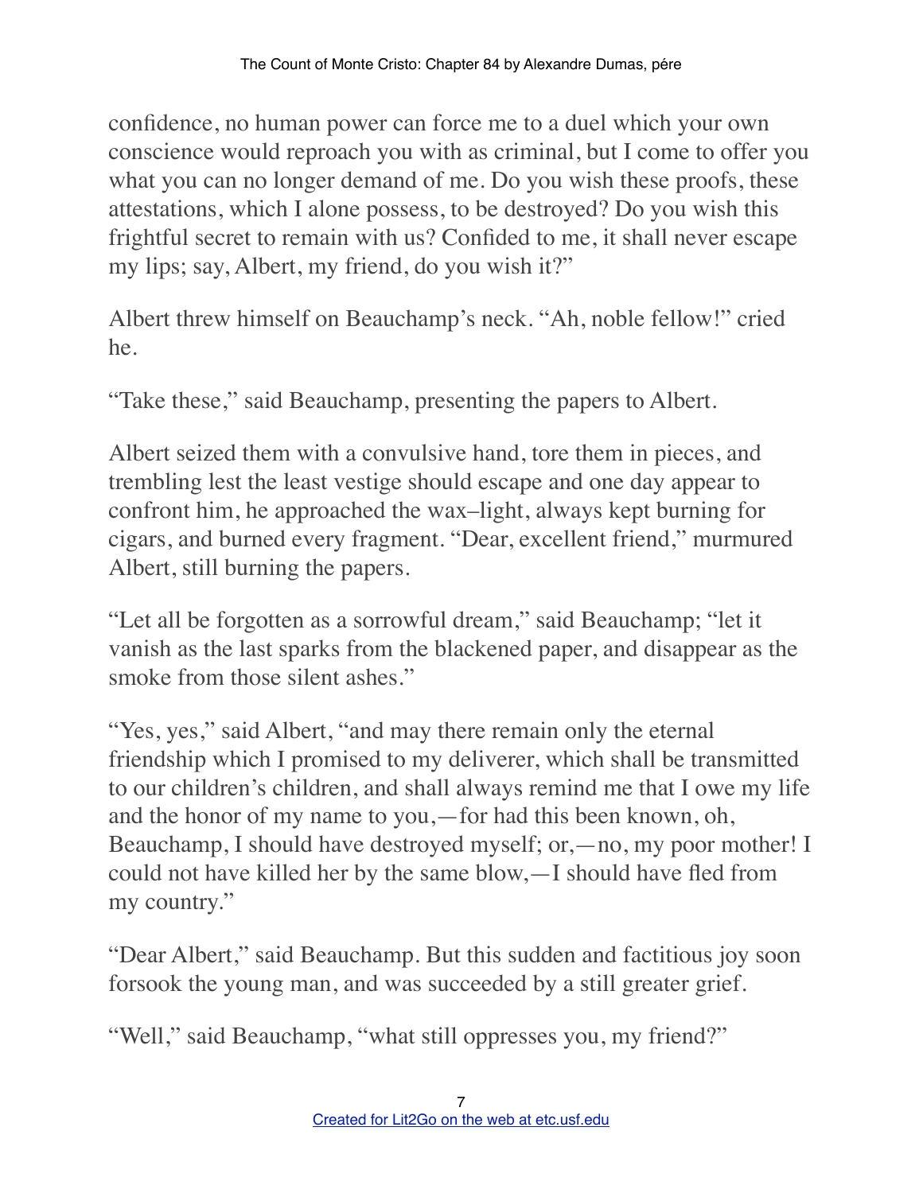confidence, no human power can force me to a duel which your own conscience would reproach you with as criminal, but I come to offer you what you can no longer demand of me. Do you wish these proofs, these attestations, which I alone possess, to be destroyed? Do you wish this frightful secret to remain with us? Confided to me, it shall never escape my lips; say, Albert, my friend, do you wish it?"

Albert threw himself on Beauchamp's neck. "Ah, noble fellow!" cried he.

"Take these," said Beauchamp, presenting the papers to Albert.

Albert seized them with a convulsive hand, tore them in pieces, and trembling lest the least vestige should escape and one day appear to confront him, he approached the wax–light, always kept burning for cigars, and burned every fragment. "Dear, excellent friend," murmured Albert, still burning the papers.

"Let all be forgotten as a sorrowful dream," said Beauchamp; "let it vanish as the last sparks from the blackened paper, and disappear as the smoke from those silent ashes."

"Yes, yes," said Albert, "and may there remain only the eternal friendship which I promised to my deliverer, which shall be transmitted to our children's children, and shall always remind me that I owe my life and the honor of my name to you,—for had this been known, oh, Beauchamp, I should have destroyed myself; or,—no, my poor mother! I could not have killed her by the same blow,—I should have fled from my country."

"Dear Albert," said Beauchamp. But this sudden and factitious joy soon forsook the young man, and was succeeded by a still greater grief.

"Well," said Beauchamp, "what still oppresses you, my friend?"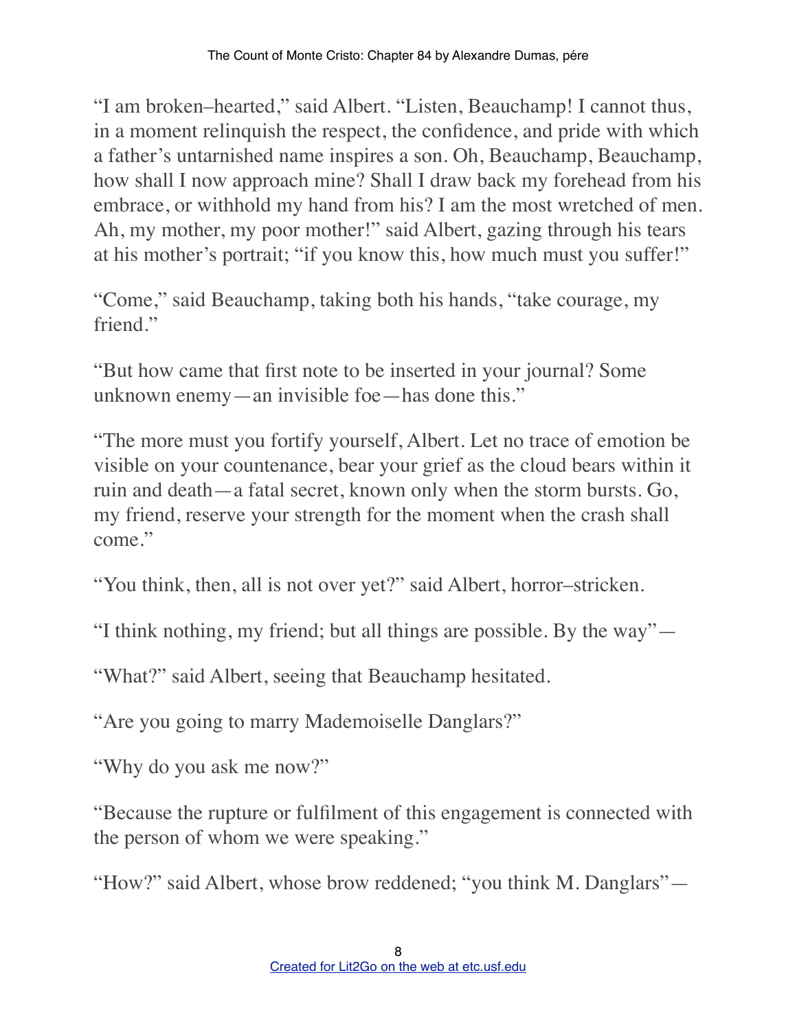"I am broken–hearted," said Albert. "Listen, Beauchamp! I cannot thus, in a moment relinquish the respect, the confidence, and pride with which a father's untarnished name inspires a son. Oh, Beauchamp, Beauchamp, how shall I now approach mine? Shall I draw back my forehead from his embrace, or withhold my hand from his? I am the most wretched of men. Ah, my mother, my poor mother!" said Albert, gazing through his tears at his mother's portrait; "if you know this, how much must you suffer!"

"Come," said Beauchamp, taking both his hands, "take courage, my friend."

"But how came that first note to be inserted in your journal? Some unknown enemy—an invisible foe—has done this."

"The more must you fortify yourself, Albert. Let no trace of emotion be visible on your countenance, bear your grief as the cloud bears within it ruin and death—a fatal secret, known only when the storm bursts. Go, my friend, reserve your strength for the moment when the crash shall come."

"You think, then, all is not over yet?" said Albert, horror–stricken.

"I think nothing, my friend; but all things are possible. By the way"—

"What?" said Albert, seeing that Beauchamp hesitated.

"Are you going to marry Mademoiselle Danglars?"

"Why do you ask me now?"

"Because the rupture or fulfilment of this engagement is connected with the person of whom we were speaking."

"How?" said Albert, whose brow reddened; "you think M. Danglars"—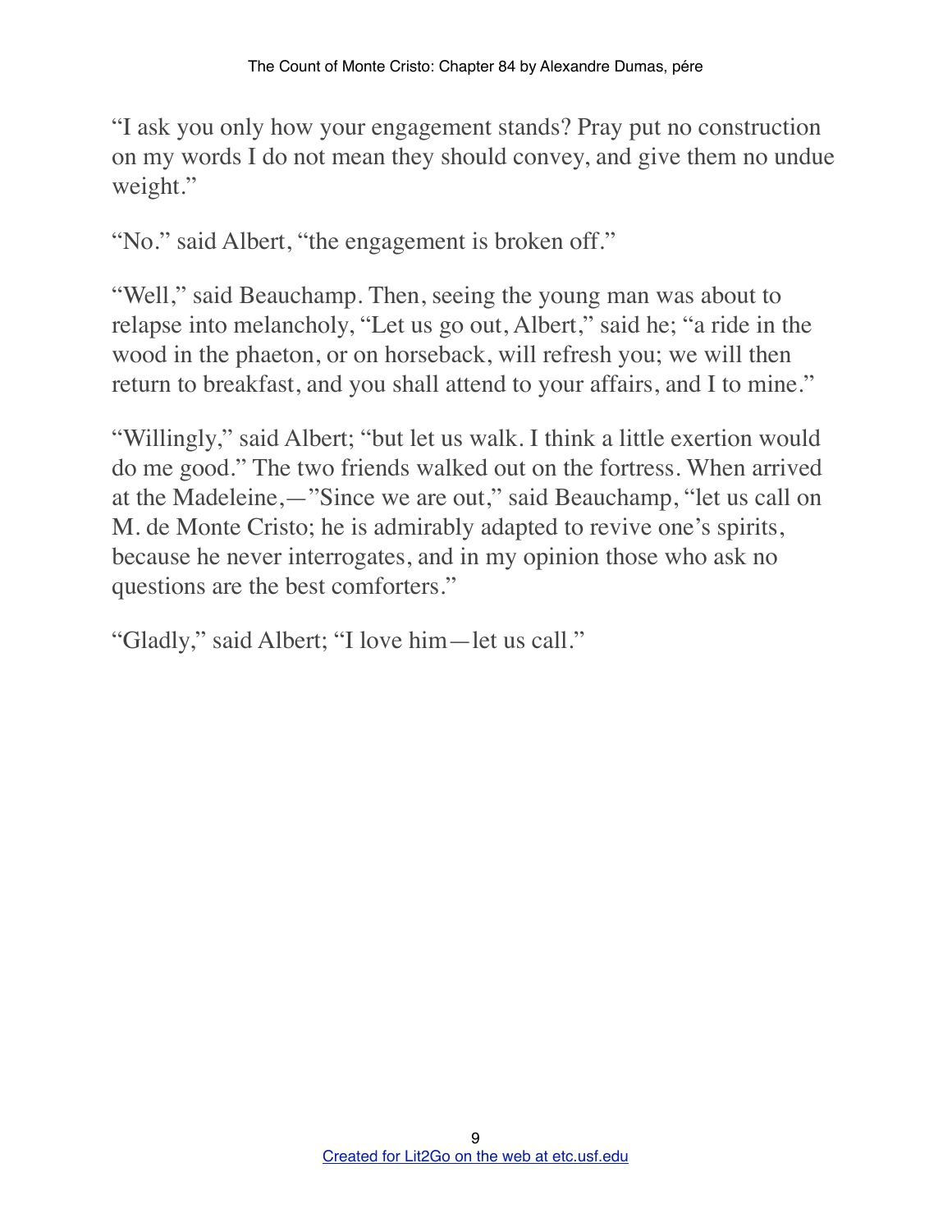"I ask you only how your engagement stands? Pray put no construction on my words I do not mean they should convey, and give them no undue weight."

"No." said Albert, "the engagement is broken off."

"Well," said Beauchamp. Then, seeing the young man was about to relapse into melancholy, "Let us go out, Albert," said he; "a ride in the wood in the phaeton, or on horseback, will refresh you; we will then return to breakfast, and you shall attend to your affairs, and I to mine."

"Willingly," said Albert; "but let us walk. I think a little exertion would do me good." The two friends walked out on the fortress. When arrived at the Madeleine,—"Since we are out," said Beauchamp, "let us call on M. de Monte Cristo; he is admirably adapted to revive one's spirits, because he never interrogates, and in my opinion those who ask no questions are the best comforters."

"Gladly," said Albert; "I love him—let us call."